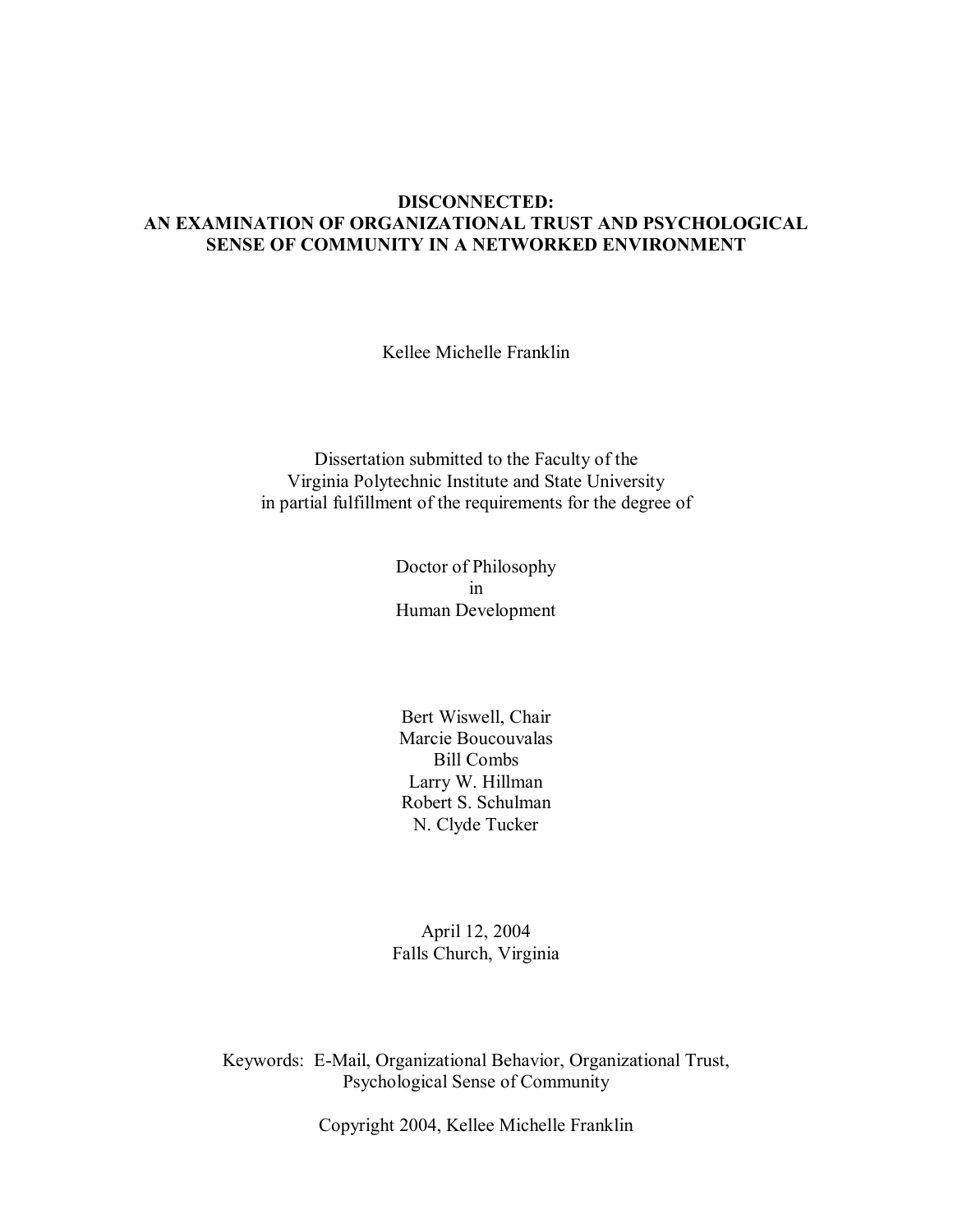# DISCONNECTED: AN EXAMINATION OF ORGANIZATIONAL TRUST AND PSYCHOLOGICAL SENSE OF COMMUNITY IN A NETWORKED ENVIRONMENT

Kellee Michelle Franklin

Dissertation submitted to the Faculty of the
Virginia Polytechnic Institute and State University
in partial fulfillment of the requirements for the degree of

Doctor of Philosophy
in
Human Development

Bert Wiswell, Chair
Marcie Boucouvalas
Bill Combs
Larry W. Hillman
Robert S. Schulman
N. Clyde Tucker

April 12, 2004
Falls Church, Virginia

Keywords: E-Mail, Organizational Behavior, Organizational Trust, Psychological Sense of Community

Copyright 2004, Kellee Michelle Franklin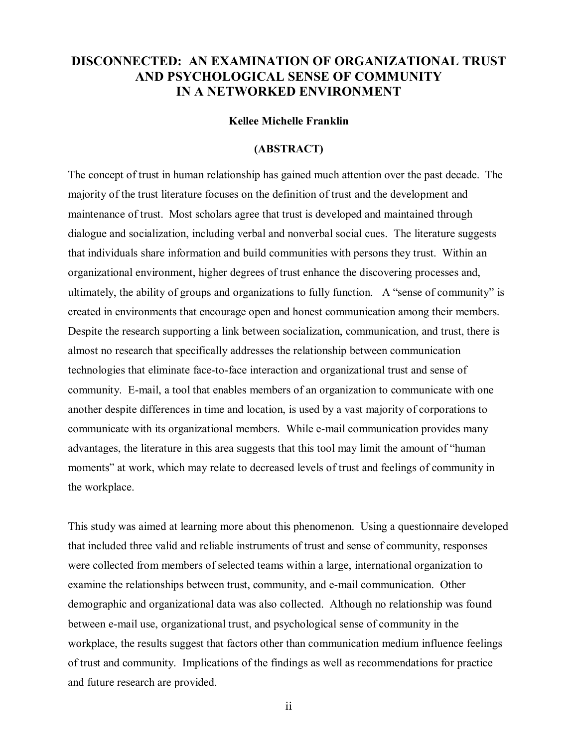# DISCONNECTED: AN EXAMINATION OF ORGANIZATIONAL TRUST AND PSYCHOLOGICAL SENSE OF COMMUNITY IN A NETWORKED ENVIRONMENT

**Kellee Michelle Franklin**

**(ABSTRACT)**

The concept of trust in human relationship has gained much attention over the past decade. The majority of the trust literature focuses on the definition of trust and the development and maintenance of trust. Most scholars agree that trust is developed and maintained through dialogue and socialization, including verbal and nonverbal social cues. The literature suggests that individuals share information and build communities with persons they trust. Within an organizational environment, higher degrees of trust enhance the discovering processes and, ultimately, the ability of groups and organizations to fully function. A "sense of community" is created in environments that encourage open and honest communication among their members. Despite the research supporting a link between socialization, communication, and trust, there is almost no research that specifically addresses the relationship between communication technologies that eliminate face-to-face interaction and organizational trust and sense of community. E-mail, a tool that enables members of an organization to communicate with one another despite differences in time and location, is used by a vast majority of corporations to communicate with its organizational members. While e-mail communication provides many advantages, the literature in this area suggests that this tool may limit the amount of "human moments" at work, which may relate to decreased levels of trust and feelings of community in the workplace.

This study was aimed at learning more about this phenomenon. Using a questionnaire developed that included three valid and reliable instruments of trust and sense of community, responses were collected from members of selected teams within a large, international organization to examine the relationships between trust, community, and e-mail communication. Other demographic and organizational data was also collected. Although no relationship was found between e-mail use, organizational trust, and psychological sense of community in the workplace, the results suggest that factors other than communication medium influence feelings of trust and community. Implications of the findings as well as recommendations for practice and future research are provided.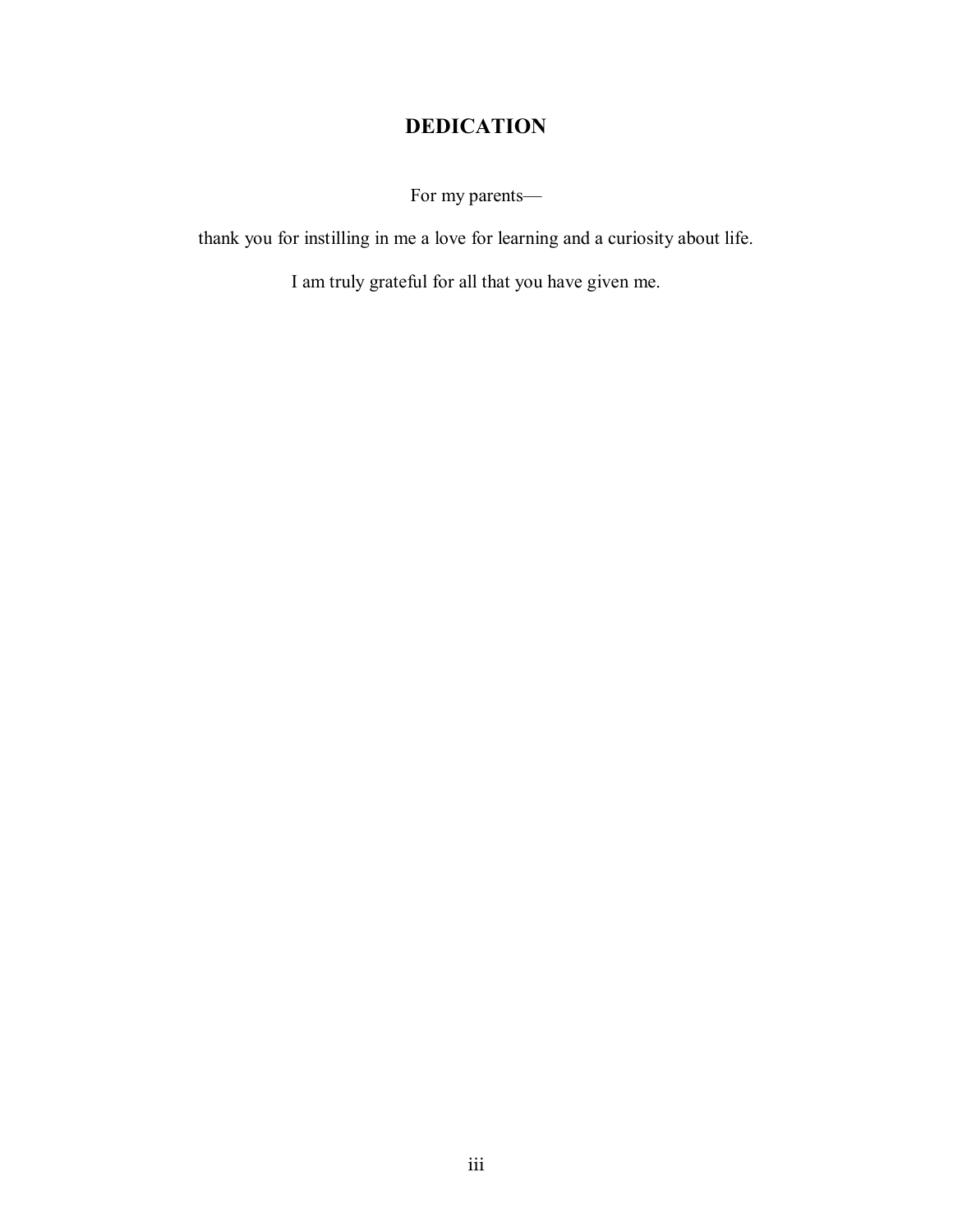# DEDICATION

For my parents—

thank you for instilling in me a love for learning and a curiosity about life.

I am truly grateful for all that you have given me.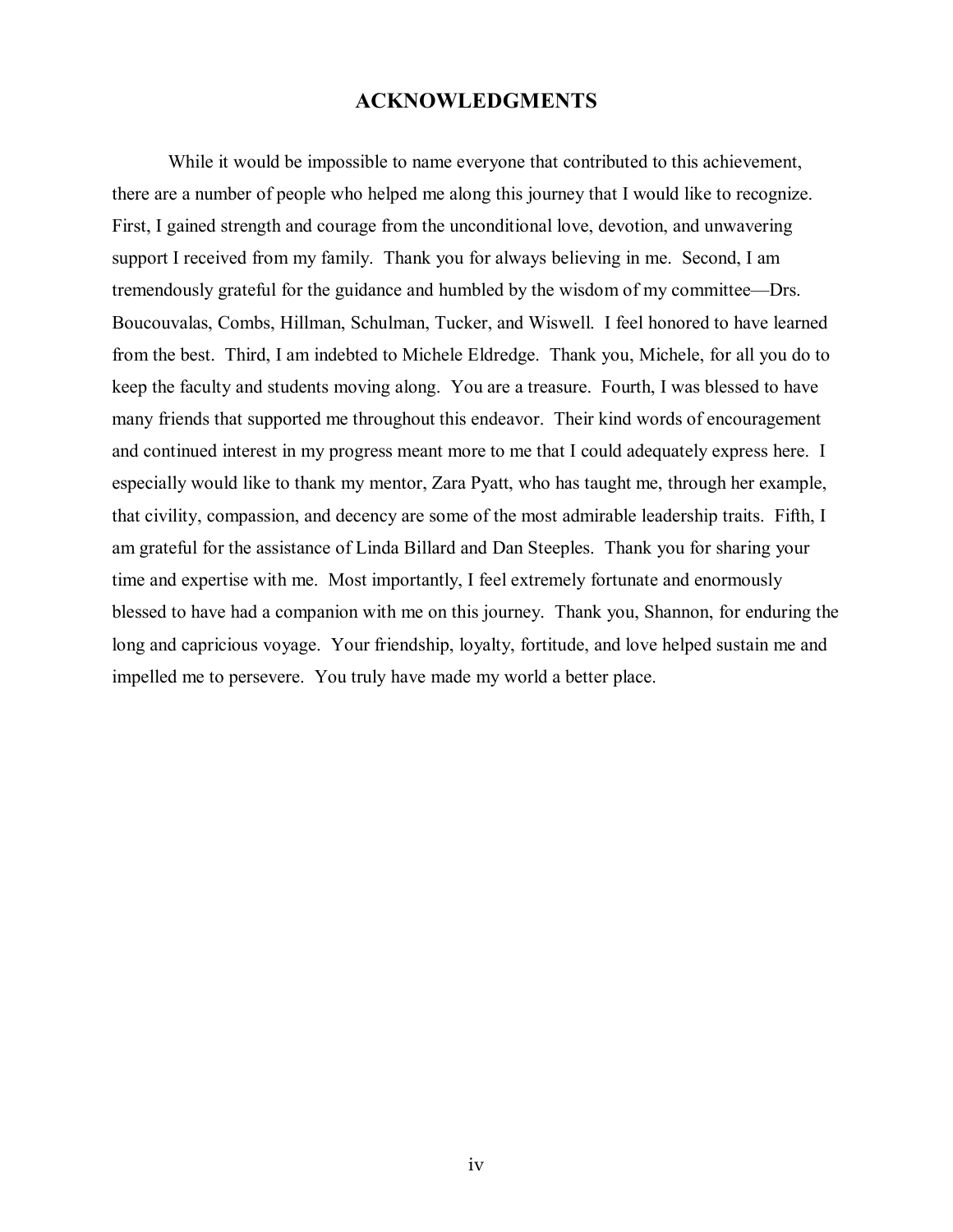# ACKNOWLEDGMENTS

While it would be impossible to name everyone that contributed to this achievement, there are a number of people who helped me along this journey that I would like to recognize. First, I gained strength and courage from the unconditional love, devotion, and unwavering support I received from my family. Thank you for always believing in me. Second, I am tremendously grateful for the guidance and humbled by the wisdom of my committee—Drs. Boucouvalas, Combs, Hillman, Schulman, Tucker, and Wiswell. I feel honored to have learned from the best. Third, I am indebted to Michele Eldredge. Thank you, Michele, for all you do to keep the faculty and students moving along. You are a treasure. Fourth, I was blessed to have many friends that supported me throughout this endeavor. Their kind words of encouragement and continued interest in my progress meant more to me that I could adequately express here. I especially would like to thank my mentor, Zara Pyatt, who has taught me, through her example, that civility, compassion, and decency are some of the most admirable leadership traits. Fifth, I am grateful for the assistance of Linda Billard and Dan Steeples. Thank you for sharing your time and expertise with me. Most importantly, I feel extremely fortunate and enormously blessed to have had a companion with me on this journey. Thank you, Shannon, for enduring the long and capricious voyage. Your friendship, loyalty, fortitude, and love helped sustain me and impelled me to persevere. You truly have made my world a better place.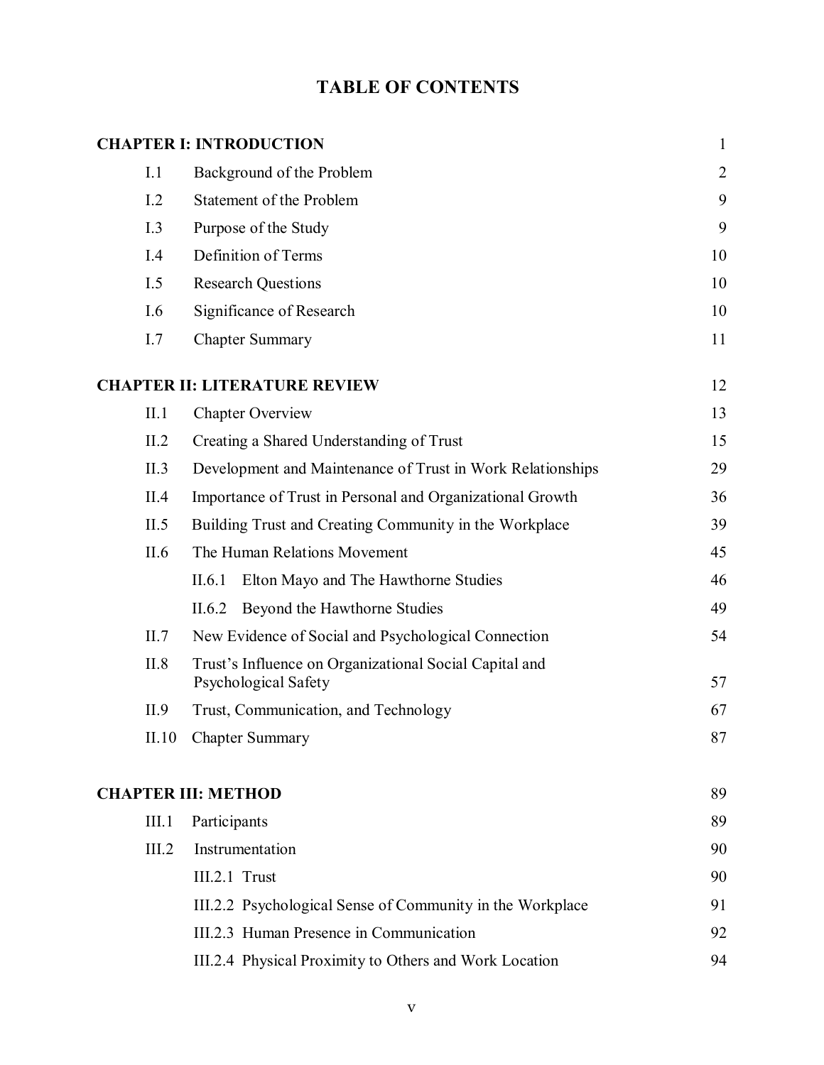# TABLE OF CONTENTS

| | | |
|---|---|---|
| **CHAPTER I: INTRODUCTION** | | 1 |
| I.1 | Background of the Problem | 2 |
| I.2 | Statement of the Problem | 9 |
| I.3 | Purpose of the Study | 9 |
| I.4 | Definition of Terms | 10 |
| I.5 | Research Questions | 10 |
| I.6 | Significance of Research | 10 |
| I.7 | Chapter Summary | 11 |
| **CHAPTER II: LITERATURE REVIEW** | | 12 |
| II.1 | Chapter Overview | 13 |
| II.2 | Creating a Shared Understanding of Trust | 15 |
| II.3 | Development and Maintenance of Trust in Work Relationships | 29 |
| II.4 | Importance of Trust in Personal and Organizational Growth | 36 |
| II.5 | Building Trust and Creating Community in the Workplace | 39 |
| II.6 | The Human Relations Movement | 45 |
| | II.6.1 Elton Mayo and The Hawthorne Studies | 46 |
| | II.6.2 Beyond the Hawthorne Studies | 49 |
| II.7 | New Evidence of Social and Psychological Connection | 54 |
| II.8 | Trust's Influence on Organizational Social Capital and Psychological Safety | 57 |
| II.9 | Trust, Communication, and Technology | 67 |
| II.10 | Chapter Summary | 87 |
| **CHAPTER III: METHOD** | | 89 |
| III.1 | Participants | 89 |
| III.2 | Instrumentation | 90 |
| | III.2.1 Trust | 90 |
| | III.2.2 Psychological Sense of Community in the Workplace | 91 |
| | III.2.3 Human Presence in Communication | 92 |
| | III.2.4 Physical Proximity to Others and Work Location | 94 |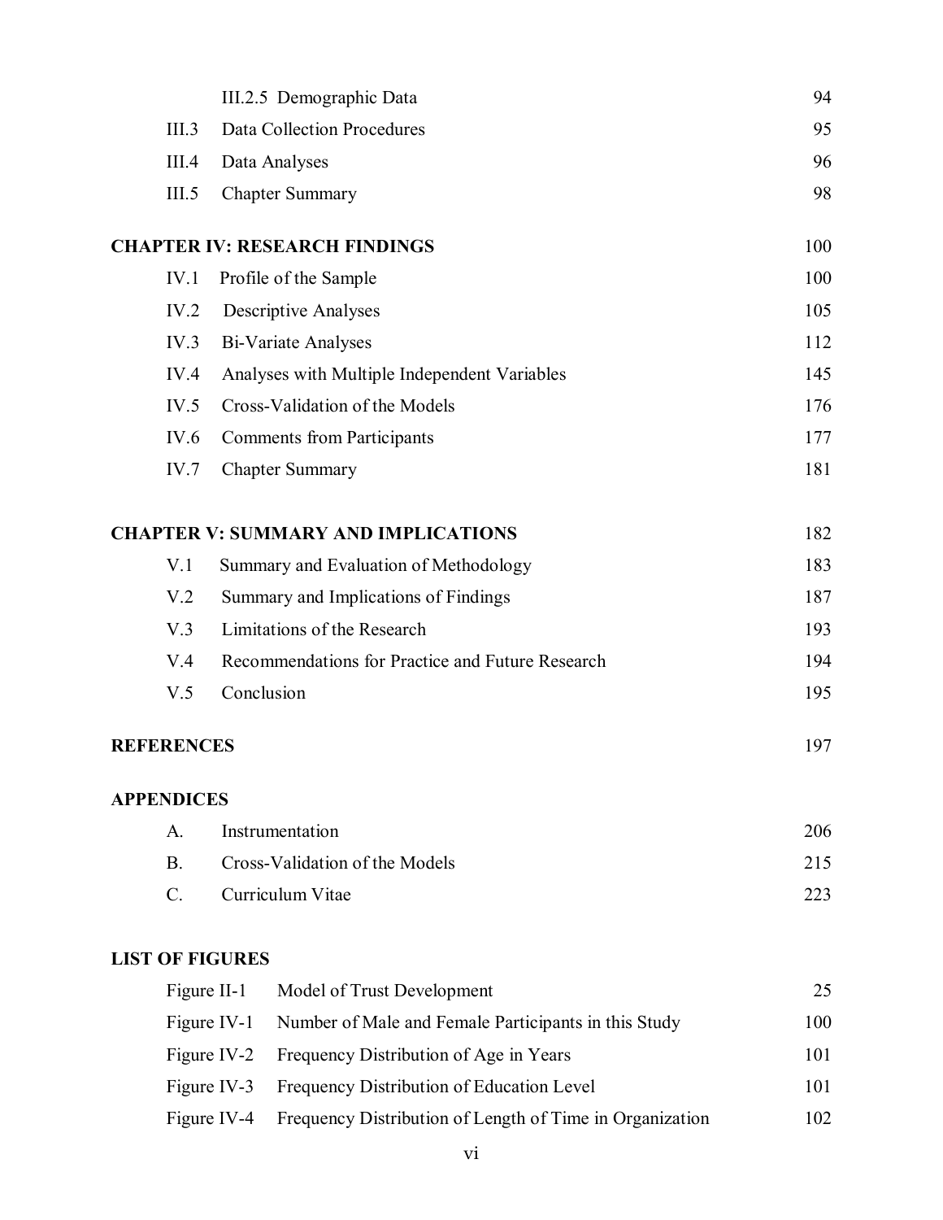| | | |
|---|---|---|
| | III.2.5 Demographic Data | 94 |
| III.3 | Data Collection Procedures | 95 |
| III.4 | Data Analyses | 96 |
| III.5 | Chapter Summary | 98 |

**CHAPTER IV: RESEARCH FINDINGS** 100

| | | |
|---|---|---|
| IV.1 | Profile of the Sample | 100 |
| IV.2 | Descriptive Analyses | 105 |
| IV.3 | Bi-Variate Analyses | 112 |
| IV.4 | Analyses with Multiple Independent Variables | 145 |
| IV.5 | Cross-Validation of the Models | 176 |
| IV.6 | Comments from Participants | 177 |
| IV.7 | Chapter Summary | 181 |

**CHAPTER V: SUMMARY AND IMPLICATIONS** 182

| | | |
|---|---|---|
| V.1 | Summary and Evaluation of Methodology | 183 |
| V.2 | Summary and Implications of Findings | 187 |
| V.3 | Limitations of the Research | 193 |
| V.4 | Recommendations for Practice and Future Research | 194 |
| V.5 | Conclusion | 195 |

**REFERENCES** 197

**APPENDICES**

| | | |
|---|---|---|
| A. | Instrumentation | 206 |
| B. | Cross-Validation of the Models | 215 |
| C. | Curriculum Vitae | 223 |

**LIST OF FIGURES**

| | | |
|---|---|---|
| Figure II-1 | Model of Trust Development | 25 |
| Figure IV-1 | Number of Male and Female Participants in this Study | 100 |
| Figure IV-2 | Frequency Distribution of Age in Years | 101 |
| Figure IV-3 | Frequency Distribution of Education Level | 101 |
| Figure IV-4 | Frequency Distribution of Length of Time in Organization | 102 |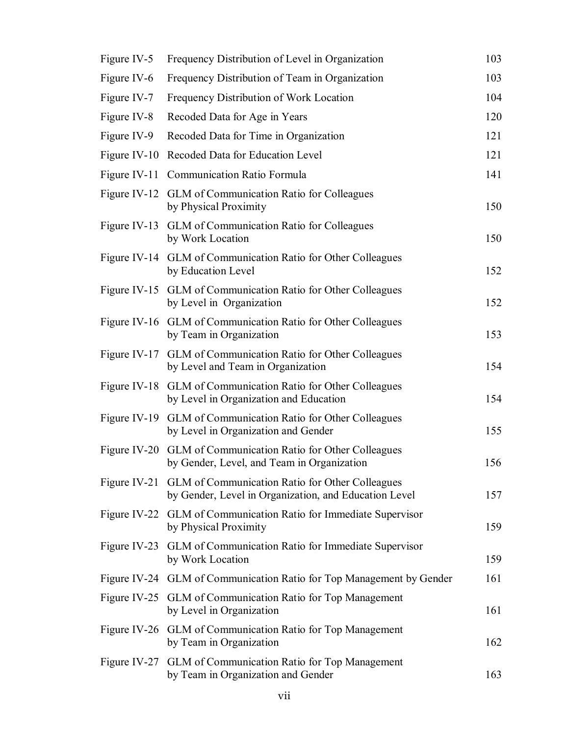| | | |
|---|---|---|
| Figure IV-5 | Frequency Distribution of Level in Organization | 103 |
| Figure IV-6 | Frequency Distribution of Team in Organization | 103 |
| Figure IV-7 | Frequency Distribution of Work Location | 104 |
| Figure IV-8 | Recoded Data for Age in Years | 120 |
| Figure IV-9 | Recoded Data for Time in Organization | 121 |
| Figure IV-10 | Recoded Data for Education Level | 121 |
| Figure IV-11 | Communication Ratio Formula | 141 |
| Figure IV-12 | GLM of Communication Ratio for Colleagues by Physical Proximity | 150 |
| Figure IV-13 | GLM of Communication Ratio for Colleagues by Work Location | 150 |
| Figure IV-14 | GLM of Communication Ratio for Other Colleagues by Education Level | 152 |
| Figure IV-15 | GLM of Communication Ratio for Other Colleagues by Level in Organization | 152 |
| Figure IV-16 | GLM of Communication Ratio for Other Colleagues by Team in Organization | 153 |
| Figure IV-17 | GLM of Communication Ratio for Other Colleagues by Level and Team in Organization | 154 |
| Figure IV-18 | GLM of Communication Ratio for Other Colleagues by Level in Organization and Education | 154 |
| Figure IV-19 | GLM of Communication Ratio for Other Colleagues by Level in Organization and Gender | 155 |
| Figure IV-20 | GLM of Communication Ratio for Other Colleagues by Gender, Level, and Team in Organization | 156 |
| Figure IV-21 | GLM of Communication Ratio for Other Colleagues by Gender, Level in Organization, and Education Level | 157 |
| Figure IV-22 | GLM of Communication Ratio for Immediate Supervisor by Physical Proximity | 159 |
| Figure IV-23 | GLM of Communication Ratio for Immediate Supervisor by Work Location | 159 |
| Figure IV-24 | GLM of Communication Ratio for Top Management by Gender | 161 |
| Figure IV-25 | GLM of Communication Ratio for Top Management by Level in Organization | 161 |
| Figure IV-26 | GLM of Communication Ratio for Top Management by Team in Organization | 162 |
| Figure IV-27 | GLM of Communication Ratio for Top Management by Team in Organization and Gender | 163 |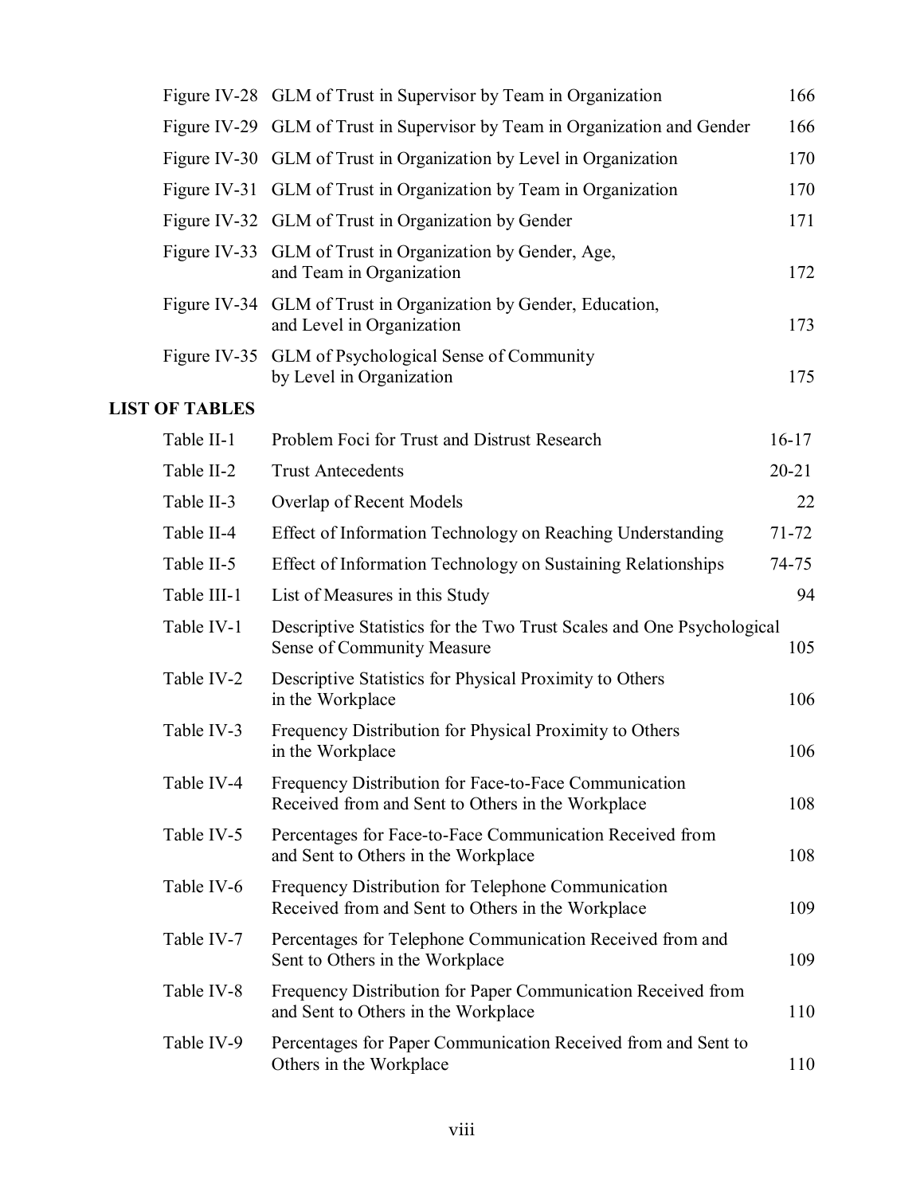| | | |
|---|---|---|
| Figure IV-28 | GLM of Trust in Supervisor by Team in Organization | 166 |
| Figure IV-29 | GLM of Trust in Supervisor by Team in Organization and Gender | 166 |
| Figure IV-30 | GLM of Trust in Organization by Level in Organization | 170 |
| Figure IV-31 | GLM of Trust in Organization by Team in Organization | 170 |
| Figure IV-32 | GLM of Trust in Organization by Gender | 171 |
| Figure IV-33 | GLM of Trust in Organization by Gender, Age, and Team in Organization | 172 |
| Figure IV-34 | GLM of Trust in Organization by Gender, Education, and Level in Organization | 173 |
| Figure IV-35 | GLM of Psychological Sense of Community by Level in Organization | 175 |

## LIST OF TABLES

| | | |
|---|---|---|
| Table II-1 | Problem Foci for Trust and Distrust Research | 16-17 |
| Table II-2 | Trust Antecedents | 20-21 |
| Table II-3 | Overlap of Recent Models | 22 |
| Table II-4 | Effect of Information Technology on Reaching Understanding | 71-72 |
| Table II-5 | Effect of Information Technology on Sustaining Relationships | 74-75 |
| Table III-1 | List of Measures in this Study | 94 |
| Table IV-1 | Descriptive Statistics for the Two Trust Scales and One Psychological Sense of Community Measure | 105 |
| Table IV-2 | Descriptive Statistics for Physical Proximity to Others in the Workplace | 106 |
| Table IV-3 | Frequency Distribution for Physical Proximity to Others in the Workplace | 106 |
| Table IV-4 | Frequency Distribution for Face-to-Face Communication Received from and Sent to Others in the Workplace | 108 |
| Table IV-5 | Percentages for Face-to-Face Communication Received from and Sent to Others in the Workplace | 108 |
| Table IV-6 | Frequency Distribution for Telephone Communication Received from and Sent to Others in the Workplace | 109 |
| Table IV-7 | Percentages for Telephone Communication Received from and Sent to Others in the Workplace | 109 |
| Table IV-8 | Frequency Distribution for Paper Communication Received from and Sent to Others in the Workplace | 110 |
| Table IV-9 | Percentages for Paper Communication Received from and Sent to Others in the Workplace | 110 |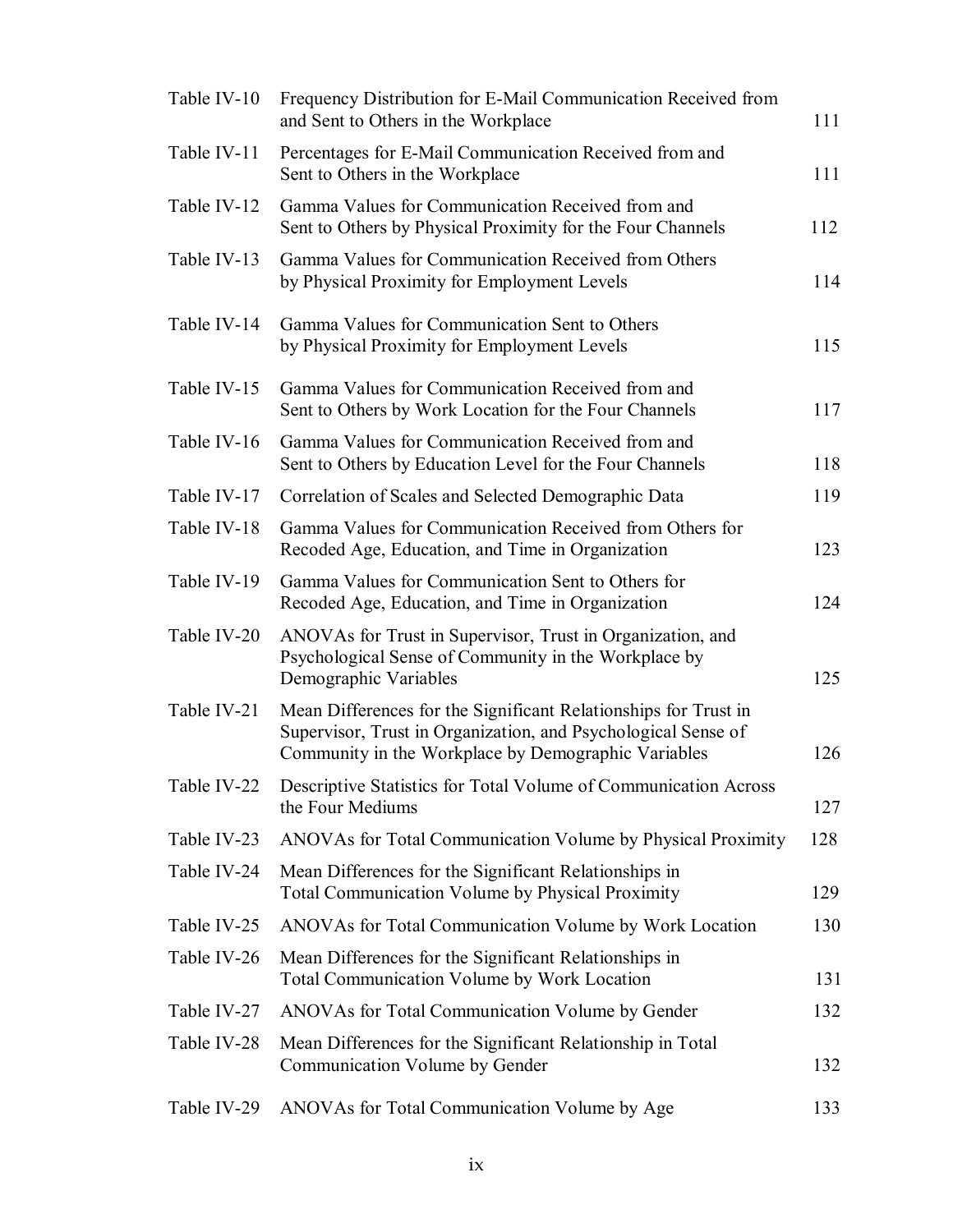| | | |
|---|---|---|
| Table IV-10 | Frequency Distribution for E-Mail Communication Received from and Sent to Others in the Workplace | 111 |
| Table IV-11 | Percentages for E-Mail Communication Received from and Sent to Others in the Workplace | 111 |
| Table IV-12 | Gamma Values for Communication Received from and Sent to Others by Physical Proximity for the Four Channels | 112 |
| Table IV-13 | Gamma Values for Communication Received from Others by Physical Proximity for Employment Levels | 114 |
| Table IV-14 | Gamma Values for Communication Sent to Others by Physical Proximity for Employment Levels | 115 |
| Table IV-15 | Gamma Values for Communication Received from and Sent to Others by Work Location for the Four Channels | 117 |
| Table IV-16 | Gamma Values for Communication Received from and Sent to Others by Education Level for the Four Channels | 118 |
| Table IV-17 | Correlation of Scales and Selected Demographic Data | 119 |
| Table IV-18 | Gamma Values for Communication Received from Others for Recoded Age, Education, and Time in Organization | 123 |
| Table IV-19 | Gamma Values for Communication Sent to Others for Recoded Age, Education, and Time in Organization | 124 |
| Table IV-20 | ANOVAs for Trust in Supervisor, Trust in Organization, and Psychological Sense of Community in the Workplace by Demographic Variables | 125 |
| Table IV-21 | Mean Differences for the Significant Relationships for Trust in Supervisor, Trust in Organization, and Psychological Sense of Community in the Workplace by Demographic Variables | 126 |
| Table IV-22 | Descriptive Statistics for Total Volume of Communication Across the Four Mediums | 127 |
| Table IV-23 | ANOVAs for Total Communication Volume by Physical Proximity | 128 |
| Table IV-24 | Mean Differences for the Significant Relationships in Total Communication Volume by Physical Proximity | 129 |
| Table IV-25 | ANOVAs for Total Communication Volume by Work Location | 130 |
| Table IV-26 | Mean Differences for the Significant Relationships in Total Communication Volume by Work Location | 131 |
| Table IV-27 | ANOVAs for Total Communication Volume by Gender | 132 |
| Table IV-28 | Mean Differences for the Significant Relationship in Total Communication Volume by Gender | 132 |
| Table IV-29 | ANOVAs for Total Communication Volume by Age | 133 |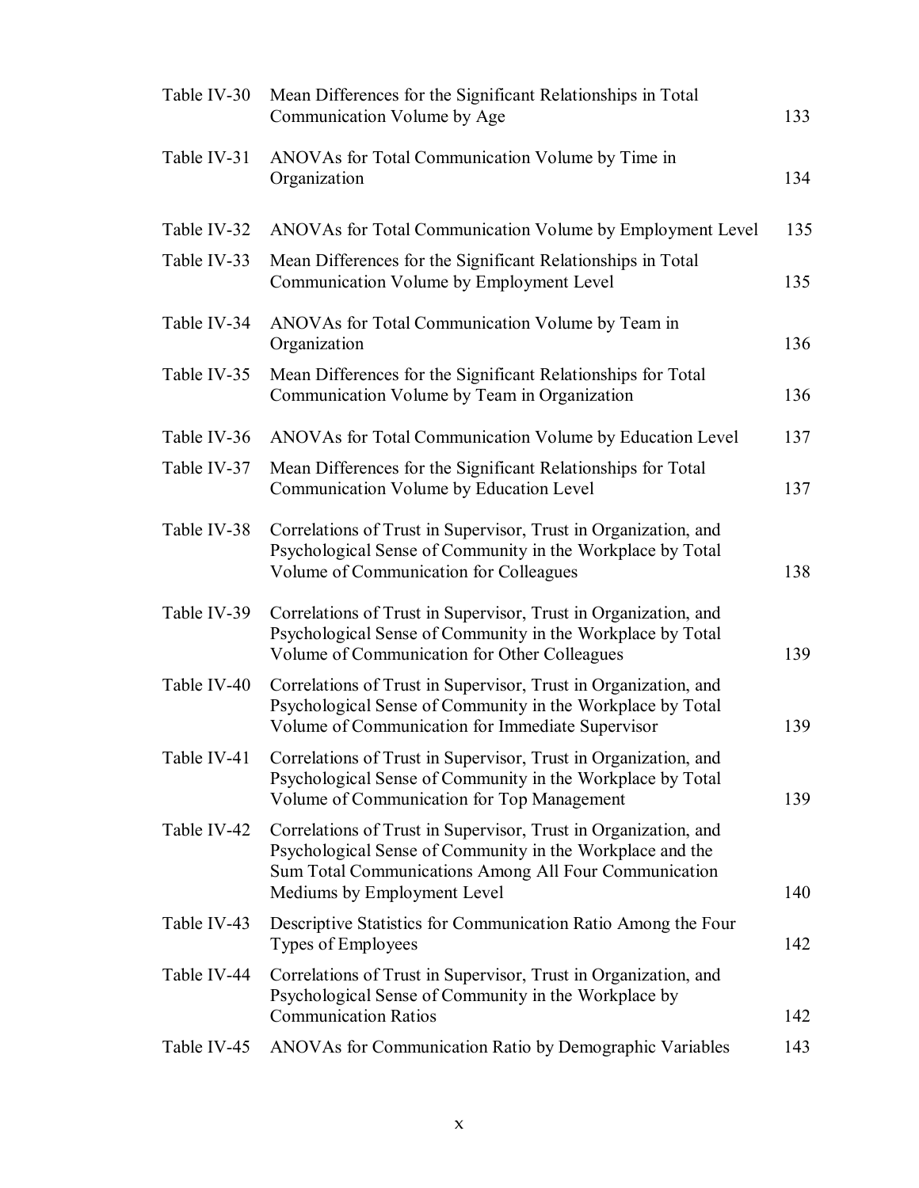| | | |
|---|---|---|
| Table IV-30 | Mean Differences for the Significant Relationships in Total Communication Volume by Age | 133 |
| Table IV-31 | ANOVAs for Total Communication Volume by Time in Organization | 134 |
| Table IV-32 | ANOVAs for Total Communication Volume by Employment Level | 135 |
| Table IV-33 | Mean Differences for the Significant Relationships in Total Communication Volume by Employment Level | 135 |
| Table IV-34 | ANOVAs for Total Communication Volume by Team in Organization | 136 |
| Table IV-35 | Mean Differences for the Significant Relationships for Total Communication Volume by Team in Organization | 136 |
| Table IV-36 | ANOVAs for Total Communication Volume by Education Level | 137 |
| Table IV-37 | Mean Differences for the Significant Relationships for Total Communication Volume by Education Level | 137 |
| Table IV-38 | Correlations of Trust in Supervisor, Trust in Organization, and Psychological Sense of Community in the Workplace by Total Volume of Communication for Colleagues | 138 |
| Table IV-39 | Correlations of Trust in Supervisor, Trust in Organization, and Psychological Sense of Community in the Workplace by Total Volume of Communication for Other Colleagues | 139 |
| Table IV-40 | Correlations of Trust in Supervisor, Trust in Organization, and Psychological Sense of Community in the Workplace by Total Volume of Communication for Immediate Supervisor | 139 |
| Table IV-41 | Correlations of Trust in Supervisor, Trust in Organization, and Psychological Sense of Community in the Workplace by Total Volume of Communication for Top Management | 139 |
| Table IV-42 | Correlations of Trust in Supervisor, Trust in Organization, and Psychological Sense of Community in the Workplace and the Sum Total Communications Among All Four Communication Mediums by Employment Level | 140 |
| Table IV-43 | Descriptive Statistics for Communication Ratio Among the Four Types of Employees | 142 |
| Table IV-44 | Correlations of Trust in Supervisor, Trust in Organization, and Psychological Sense of Community in the Workplace by Communication Ratios | 142 |
| Table IV-45 | ANOVAs for Communication Ratio by Demographic Variables | 143 |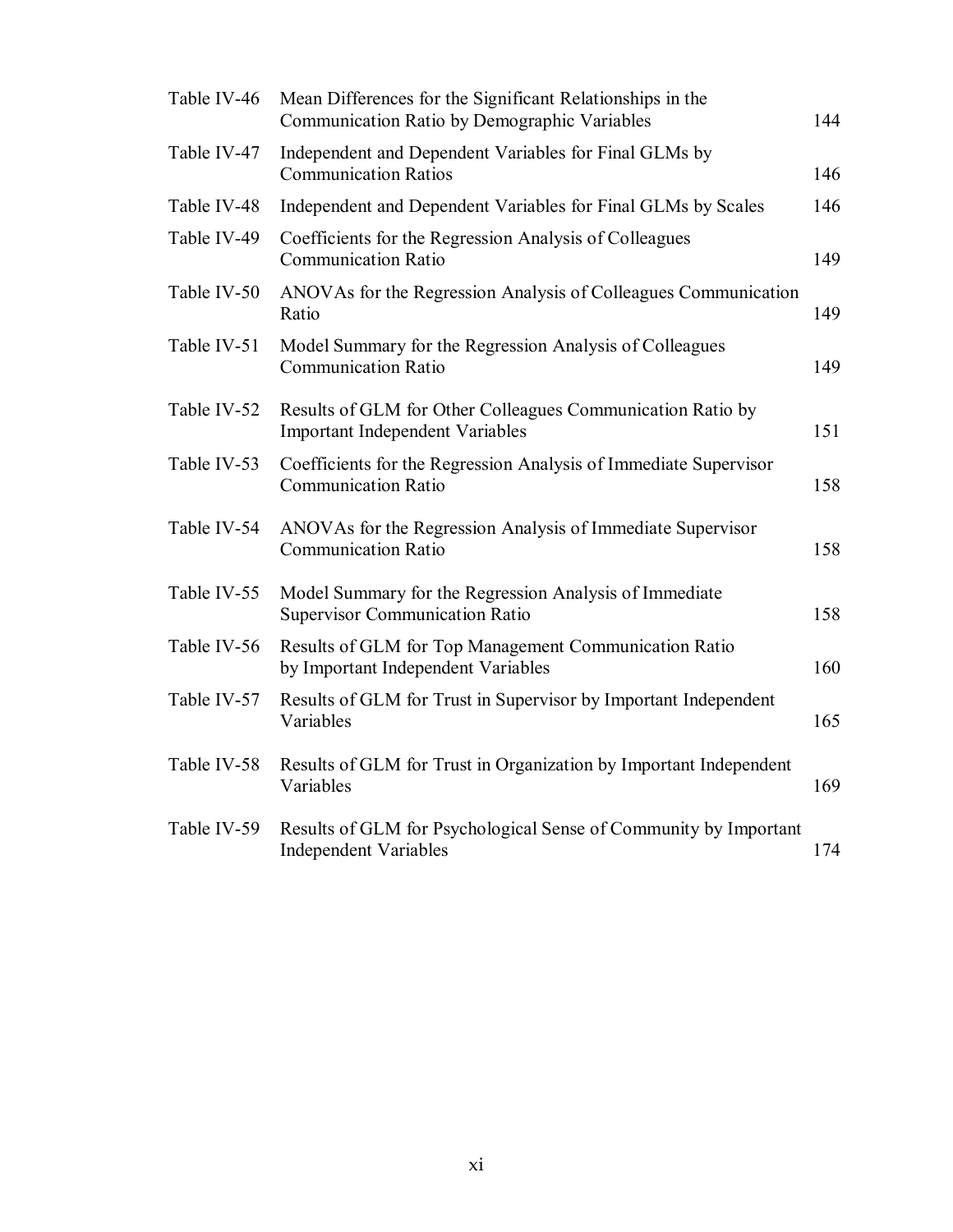| | | |
|---|---|---|
| Table IV-46 | Mean Differences for the Significant Relationships in the Communication Ratio by Demographic Variables | 144 |
| Table IV-47 | Independent and Dependent Variables for Final GLMs by Communication Ratios | 146 |
| Table IV-48 | Independent and Dependent Variables for Final GLMs by Scales | 146 |
| Table IV-49 | Coefficients for the Regression Analysis of Colleagues Communication Ratio | 149 |
| Table IV-50 | ANOVAs for the Regression Analysis of Colleagues Communication Ratio | 149 |
| Table IV-51 | Model Summary for the Regression Analysis of Colleagues Communication Ratio | 149 |
| Table IV-52 | Results of GLM for Other Colleagues Communication Ratio by Important Independent Variables | 151 |
| Table IV-53 | Coefficients for the Regression Analysis of Immediate Supervisor Communication Ratio | 158 |
| Table IV-54 | ANOVAs for the Regression Analysis of Immediate Supervisor Communication Ratio | 158 |
| Table IV-55 | Model Summary for the Regression Analysis of Immediate Supervisor Communication Ratio | 158 |
| Table IV-56 | Results of GLM for Top Management Communication Ratio by Important Independent Variables | 160 |
| Table IV-57 | Results of GLM for Trust in Supervisor by Important Independent Variables | 165 |
| Table IV-58 | Results of GLM for Trust in Organization by Important Independent Variables | 169 |
| Table IV-59 | Results of GLM for Psychological Sense of Community by Important Independent Variables | 174 |